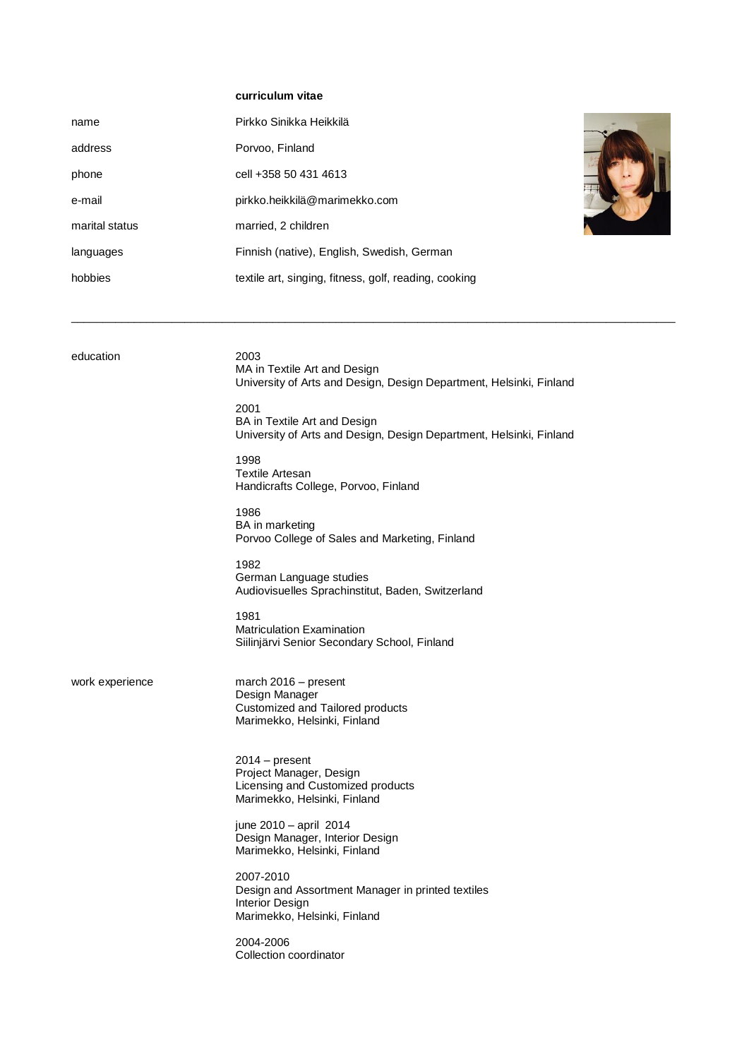**curriculum vitae**

| | |
|---|---|
| name | Pirkko Sinikka Heikkilä |
| address | Porvoo, Finland |
| phone | cell +358 50 431 4613 |
| e-mail | pirkko.heikkilä@marimekko.com |
| marital status | married, 2 children |
| languages | Finnish (native), English, Swedish, German |
| hobbies | textile art, singing, fitness, golf, reading, cooking |

---

**education**

2003
MA in Textile Art and Design
University of Arts and Design, Design Department, Helsinki, Finland

2001
BA in Textile Art and Design
University of Arts and Design, Design Department, Helsinki, Finland

1998
Textile Artesan
Handicrafts College, Porvoo, Finland

1986
BA in marketing
Porvoo College of Sales and Marketing, Finland

1982
German Language studies
Audiovisuelles Sprachinstitut, Baden, Switzerland

1981
Matriculation Examination
Siilinjärvi Senior Secondary School, Finland

**work experience**

march 2016 – present
Design Manager
Customized and Tailored products
Marimekko, Helsinki, Finland

2014 – present
Project Manager, Design
Licensing and Customized products
Marimekko, Helsinki, Finland

june 2010 – april 2014
Design Manager, Interior Design
Marimekko, Helsinki, Finland

2007-2010
Design and Assortment Manager in printed textiles
Interior Design
Marimekko, Helsinki, Finland

2004-2006
Collection coordinator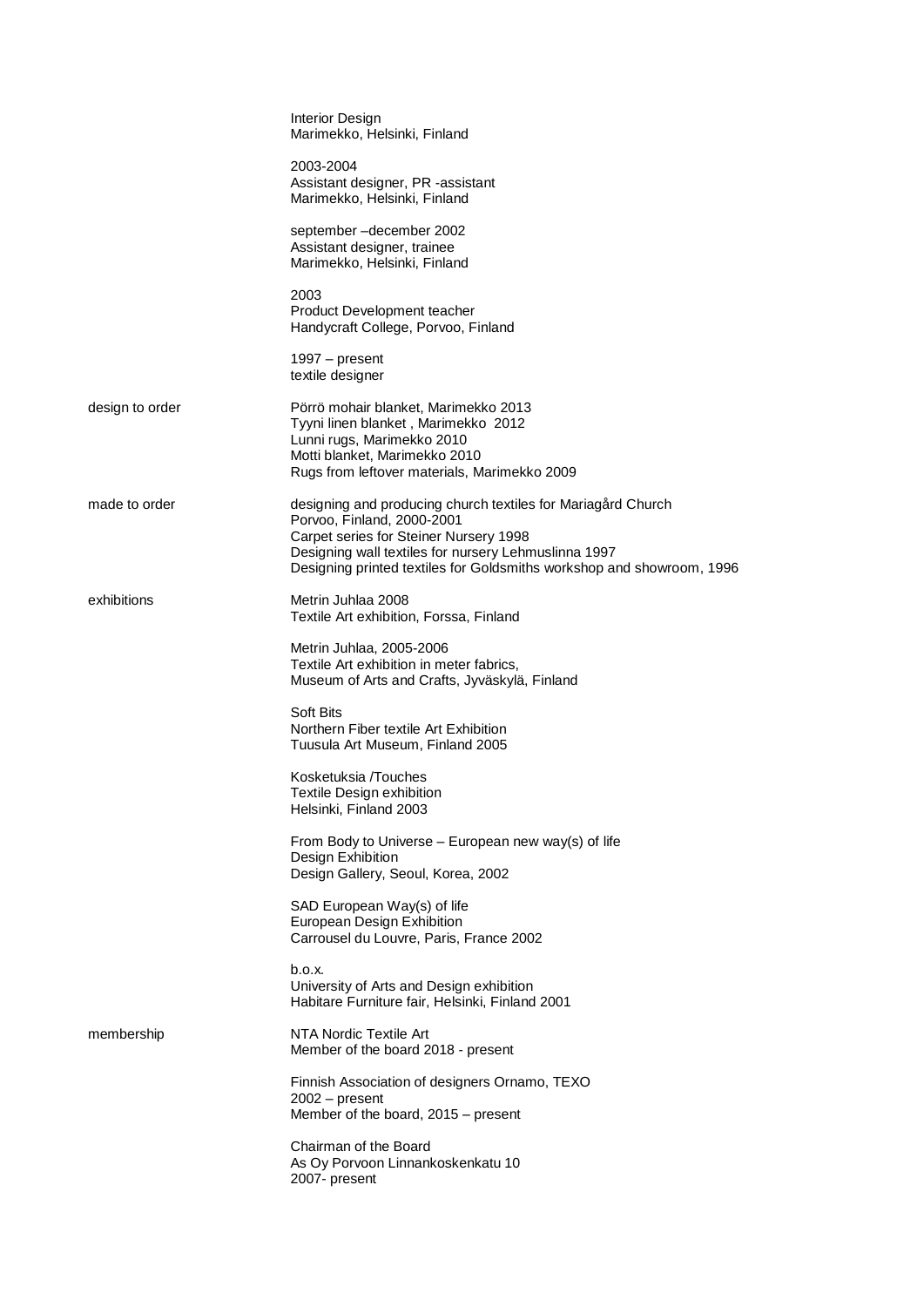Interior Design
Marimekko, Helsinki, Finland

2003-2004
Assistant designer, PR -assistant
Marimekko, Helsinki, Finland

september –december 2002
Assistant designer, trainee
Marimekko, Helsinki, Finland

2003
Product Development teacher
Handycraft College, Porvoo, Finland

1997 – present
textile designer

**design to order**

Pörrö mohair blanket, Marimekko 2013
Tyyni linen blanket , Marimekko 2012
Lunni rugs, Marimekko 2010
Motti blanket, Marimekko 2010
Rugs from leftover materials, Marimekko 2009

**made to order**

designing and producing church textiles for Mariagård Church
Porvoo, Finland, 2000-2001
Carpet series for Steiner Nursery 1998
Designing wall textiles for nursery Lehmuslinna 1997
Designing printed textiles for Goldsmiths workshop and showroom, 1996

**exhibitions**

Metrin Juhlaa 2008
Textile Art exhibition, Forssa, Finland

Metrin Juhlaa, 2005-2006
Textile Art exhibition in meter fabrics,
Museum of Arts and Crafts, Jyväskylä, Finland

Soft Bits
Northern Fiber textile Art Exhibition
Tuusula Art Museum, Finland 2005

Kosketuksia /Touches
Textile Design exhibition
Helsinki, Finland 2003

From Body to Universe – European new way(s) of life
Design Exhibition
Design Gallery, Seoul, Korea, 2002

SAD European Way(s) of life
European Design Exhibition
Carrousel du Louvre, Paris, France 2002

b.o.x.
University of Arts and Design exhibition
Habitare Furniture fair, Helsinki, Finland 2001

**membership**

NTA Nordic Textile Art
Member of the board 2018 - present

Finnish Association of designers Ornamo, TEXO
2002 – present
Member of the board, 2015 – present

Chairman of the Board
As Oy Porvoon Linnankoskenkatu 10
2007- present